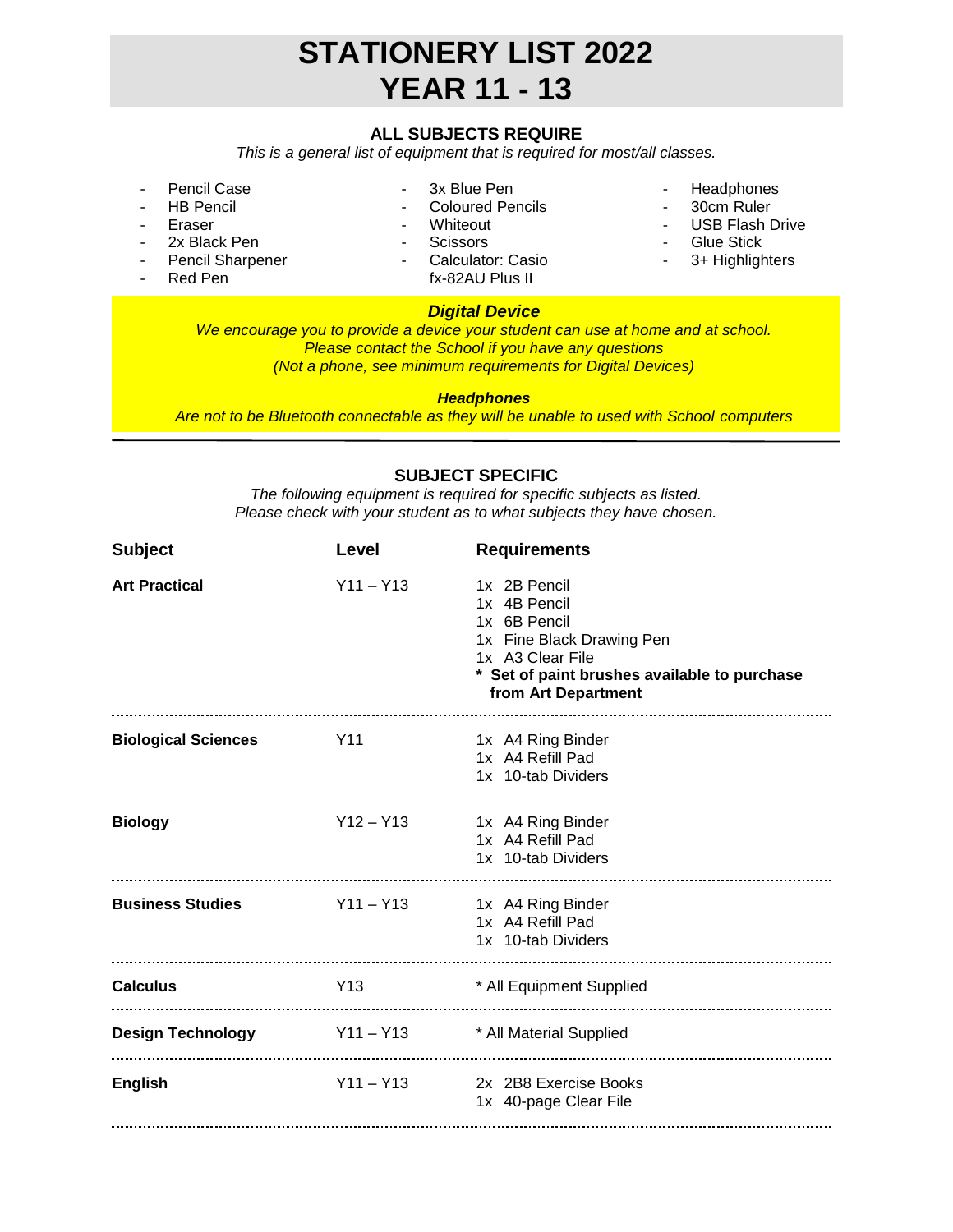# STATIONERY LIST 2022
# YEAR 11 - 13

## ALL SUBJECTS REQUIRE

*This is a general list of equipment that is required for most/all classes.*

- Pencil Case
- HB Pencil
- Eraser
- 2x Black Pen
- Pencil Sharpener
- Red Pen
- 3x Blue Pen
- Coloured Pencils
- Whiteout
- Scissors
- Calculator: Casio fx-82AU Plus II
- Headphones
- 30cm Ruler
- USB Flash Drive
- Glue Stick
- 3+ Highlighters

***Digital Device***

*We encourage you to provide a device your student can use at home and at school.*
*Please contact the School if you have any questions*
*(Not a phone, see minimum requirements for Digital Devices)*

***Headphones***

*Are not to be Bluetooth connectable as they will be unable to used with School computers*

---

## SUBJECT SPECIFIC

*The following equipment is required for specific subjects as listed.*
*Please check with your student as to what subjects they have chosen.*

| Subject | Level | Requirements |
|---|---|---|
| **Art Practical** | Y11 – Y13 | 1x 2B Pencil<br>1x 4B Pencil<br>1x 6B Pencil<br>1x Fine Black Drawing Pen<br>1x A3 Clear File<br>**\* Set of paint brushes available to purchase from Art Department** |
| **Biological Sciences** | Y11 | 1x A4 Ring Binder<br>1x A4 Refill Pad<br>1x 10-tab Dividers |
| **Biology** | Y12 – Y13 | 1x A4 Ring Binder<br>1x A4 Refill Pad<br>1x 10-tab Dividers |
| **Business Studies** | Y11 – Y13 | 1x A4 Ring Binder<br>1x A4 Refill Pad<br>1x 10-tab Dividers |
| **Calculus** | Y13 | * All Equipment Supplied |
| **Design Technology** | Y11 – Y13 | * All Material Supplied |
| **English** | Y11 – Y13 | 2x 2B8 Exercise Books<br>1x 40-page Clear File |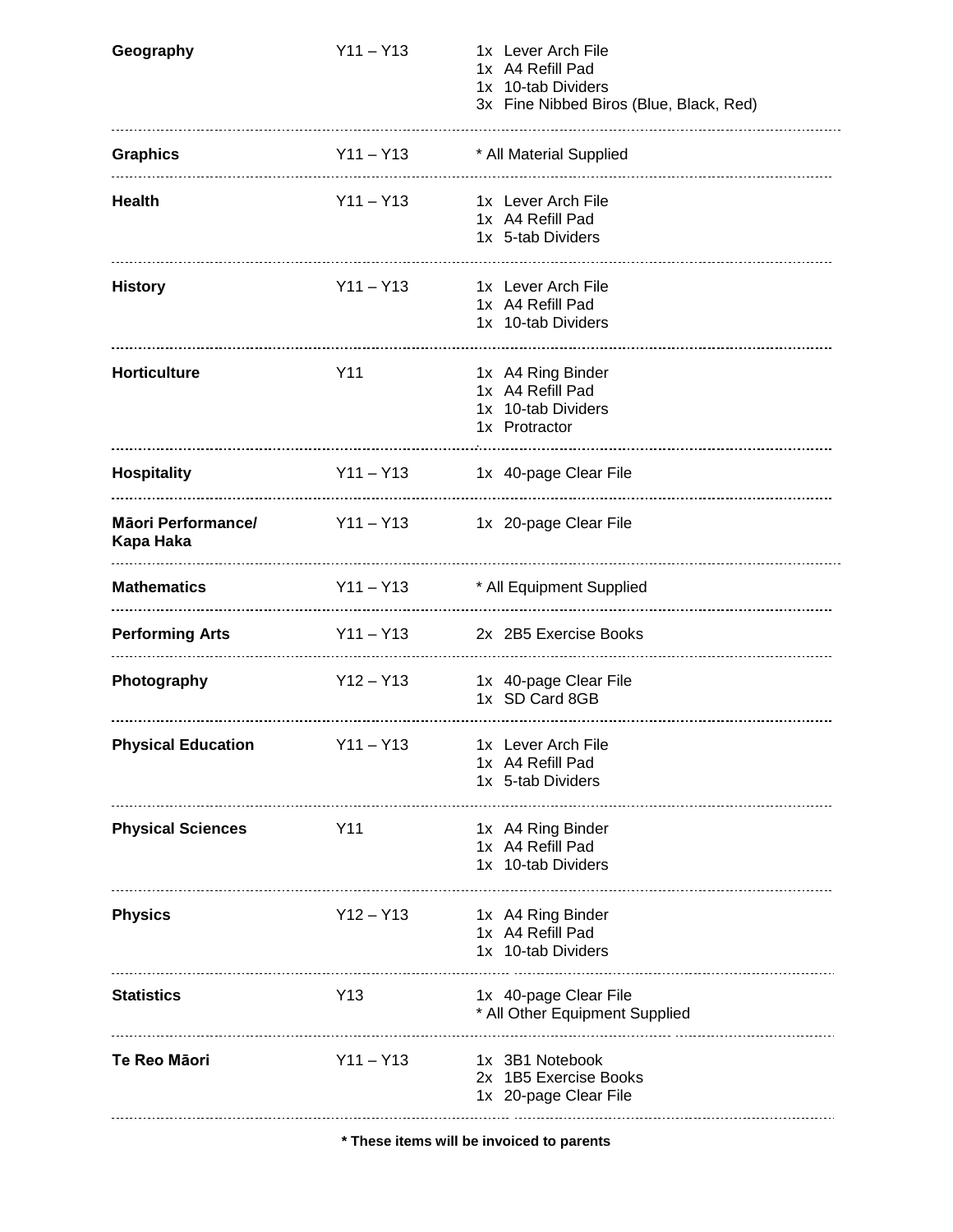| Subject | Year | Requirements |
|---|---|---|
| **Geography** | Y11 – Y13 | 1x Lever Arch File<br>1x A4 Refill Pad<br>1x 10-tab Dividers<br>3x Fine Nibbed Biros (Blue, Black, Red) |
| **Graphics** | Y11 – Y13 | * All Material Supplied |
| **Health** | Y11 – Y13 | 1x Lever Arch File<br>1x A4 Refill Pad<br>1x 5-tab Dividers |
| **History** | Y11 – Y13 | 1x Lever Arch File<br>1x A4 Refill Pad<br>1x 10-tab Dividers |
| **Horticulture** | Y11 | 1x A4 Ring Binder<br>1x A4 Refill Pad<br>1x 10-tab Dividers<br>1x Protractor |
| **Hospitality** | Y11 – Y13 | 1x 40-page Clear File |
| **Māori Performance/ Kapa Haka** | Y11 – Y13 | 1x 20-page Clear File |
| **Mathematics** | Y11 – Y13 | * All Equipment Supplied |
| **Performing Arts** | Y11 – Y13 | 2x 2B5 Exercise Books |
| **Photography** | Y12 – Y13 | 1x 40-page Clear File<br>1x SD Card 8GB |
| **Physical Education** | Y11 – Y13 | 1x Lever Arch File<br>1x A4 Refill Pad<br>1x 5-tab Dividers |
| **Physical Sciences** | Y11 | 1x A4 Ring Binder<br>1x A4 Refill Pad<br>1x 10-tab Dividers |
| **Physics** | Y12 – Y13 | 1x A4 Ring Binder<br>1x A4 Refill Pad<br>1x 10-tab Dividers |
| **Statistics** | Y13 | 1x 40-page Clear File<br>* All Other Equipment Supplied |
| **Te Reo Māori** | Y11 – Y13 | 1x 3B1 Notebook<br>2x 1B5 Exercise Books<br>1x 20-page Clear File |

**\* These items will be invoiced to parents**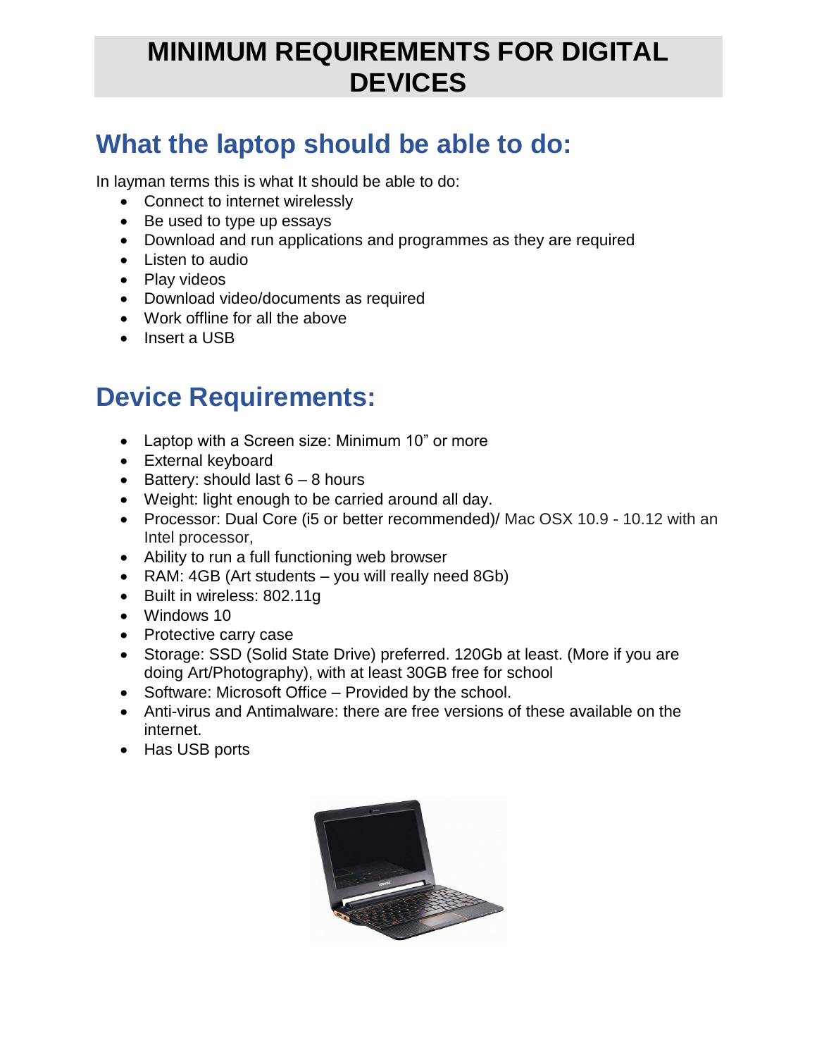# MINIMUM REQUIREMENTS FOR DIGITAL DEVICES

## What the laptop should be able to do:

In layman terms this is what It should be able to do:

- Connect to internet wirelessly
- Be used to type up essays
- Download and run applications and programmes as they are required
- Listen to audio
- Play videos
- Download video/documents as required
- Work offline for all the above
- Insert a USB

## Device Requirements:

- Laptop with a Screen size: Minimum 10" or more
- External keyboard
- Battery: should last 6 – 8 hours
- Weight: light enough to be carried around all day.
- Processor: Dual Core (i5 or better recommended)/ Mac OSX 10.9 - 10.12 with an Intel processor,
- Ability to run a full functioning web browser
- RAM: 4GB (Art students – you will really need 8Gb)
- Built in wireless: 802.11g
- Windows 10
- Protective carry case
- Storage: SSD (Solid State Drive) preferred. 120Gb at least. (More if you are doing Art/Photography), with at least 30GB free for school
- Software: Microsoft Office – Provided by the school.
- Anti-virus and Antimalware: there are free versions of these available on the internet.
- Has USB ports